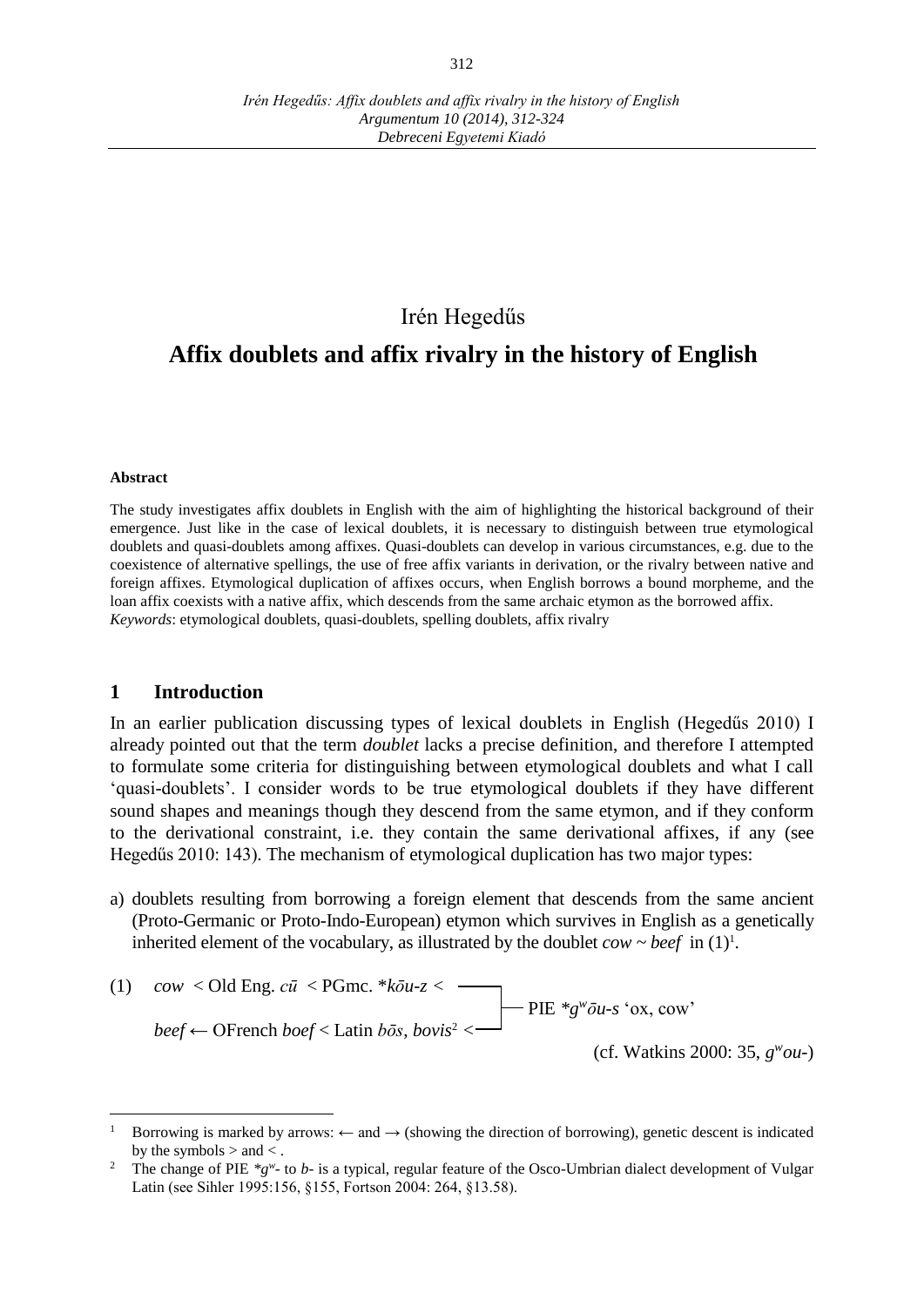# Irén Hegedűs

## Affix doublets and affix rivalry in the history of English

**Abstract**

The study investigates affix doublets in English with the aim of highlighting the historical background of their emergence. Just like in the case of lexical doublets, it is necessary to distinguish between true etymological doublets and quasi-doublets among affixes. Quasi-doublets can develop in various circumstances, e.g. due to the coexistence of alternative spellings, the use of free affix variants in derivation, or the rivalry between native and foreign affixes. Etymological duplication of affixes occurs, when English borrows a bound morpheme, and the loan affix coexists with a native affix, which descends from the same archaic etymon as the borrowed affix.
*Keywords*: etymological doublets, quasi-doublets, spelling doublets, affix rivalry

### 1 Introduction

In an earlier publication discussing types of lexical doublets in English (Hegedűs 2010) I already pointed out that the term *doublet* lacks a precise definition, and therefore I attempted to formulate some criteria for distinguishing between etymological doublets and what I call 'quasi-doublets'. I consider words to be true etymological doublets if they have different sound shapes and meanings though they descend from the same etymon, and if they conform to the derivational constraint, i.e. they contain the same derivational affixes, if any (see Hegedűs 2010: 143). The mechanism of etymological duplication has two major types:

a) doublets resulting from borrowing a foreign element that descends from the same ancient (Proto-Germanic or Proto-Indo-European) etymon which survives in English as a genetically inherited element of the vocabulary, as illustrated by the doublet *cow* ~ *beef* in (1)[1].

(1) *cow* < Old Eng. *cū* < PGmc. \**kōu-z* < ⎤
*beef* ← OFrench *boef* < Latin *bōs*, *bovis*[2] < ⎦ PIE \**gʷōu-s* 'ox, cow'

(cf. Watkins 2000: 35, *gʷou-*)

---

[1] Borrowing is marked by arrows: ← and → (showing the direction of borrowing), genetic descent is indicated by the symbols > and < .

[2] The change of PIE \**gʷ-* to *b-* is a typical, regular feature of the Osco-Umbrian dialect development of Vulgar Latin (see Sihler 1995:156, §155, Fortson 2004: 264, §13.58).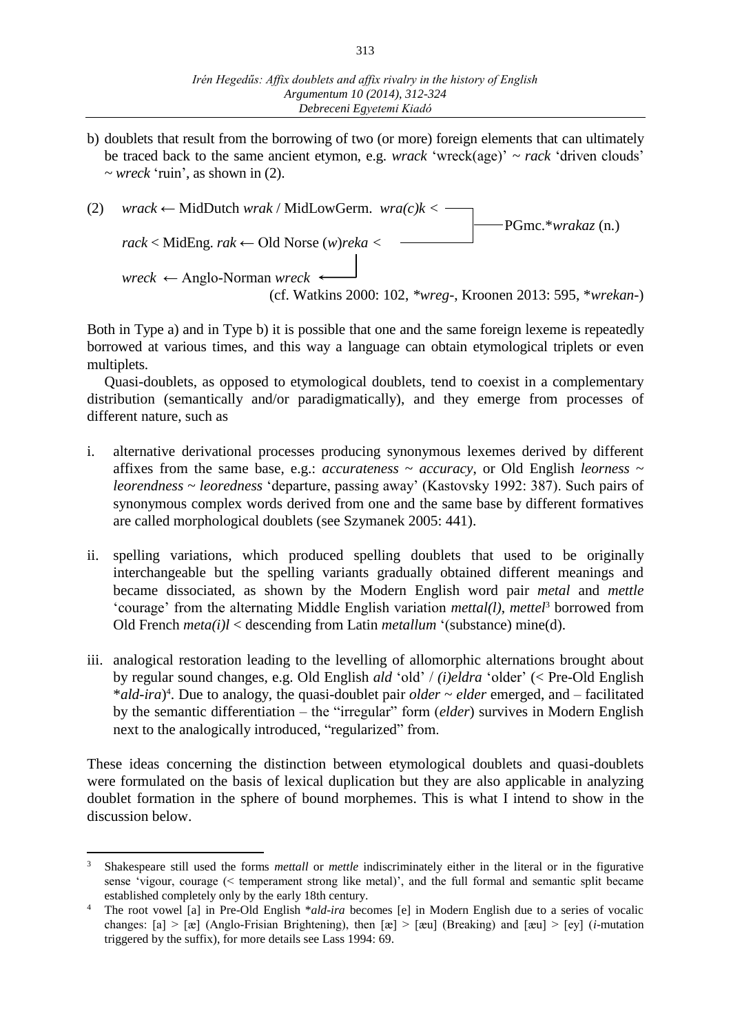b) doublets that result from the borrowing of two (or more) foreign elements that can ultimately be traced back to the same ancient etymon, e.g. *wrack* 'wreck(age)' ~ *rack* 'driven clouds' ~ *wreck* 'ruin', as shown in (2).

(2) *wrack* ← MidDutch *wrak* / MidLowGerm. *wra(c)k* < ——— PGmc.*\*wrakaz* (n.)

*rack* < MidEng. *rak* ← Old Norse *(w)reka* <

*wreck* ← Anglo-Norman *wreck* ←

(cf. Watkins 2000: 102, *\*wreg-*, Kroonen 2013: 595, *\*wrekan-*)

Both in Type a) and in Type b) it is possible that one and the same foreign lexeme is repeatedly borrowed at various times, and this way a language can obtain etymological triplets or even multiplets.

Quasi-doublets, as opposed to etymological doublets, tend to coexist in a complementary distribution (semantically and/or paradigmatically), and they emerge from processes of different nature, such as

i. alternative derivational processes producing synonymous lexemes derived by different affixes from the same base, e.g.: *accurateness* ~ *accuracy*, or Old English *leorness* ~ *leorendness* ~ *leoredness* 'departure, passing away' (Kastovsky 1992: 387). Such pairs of synonymous complex words derived from one and the same base by different formatives are called morphological doublets (see Szymanek 2005: 441).

ii. spelling variations, which produced spelling doublets that used to be originally interchangeable but the spelling variants gradually obtained different meanings and became dissociated, as shown by the Modern English word pair *metal* and *mettle* 'courage' from the alternating Middle English variation *mettal(l)*, *mettel*[3] borrowed from Old French *meta(i)l* < descending from Latin *metallum* '(substance) mine(d).

iii. analogical restoration leading to the levelling of allomorphic alternations brought about by regular sound changes, e.g. Old English *ald* 'old' / *(i)eldra* 'older' (< Pre-Old English *\*ald-ira*)[4]. Due to analogy, the quasi-doublet pair *older* ~ *elder* emerged, and – facilitated by the semantic differentiation – the "irregular" form (*elder*) survives in Modern English next to the analogically introduced, "regularized" from.

These ideas concerning the distinction between etymological doublets and quasi-doublets were formulated on the basis of lexical duplication but they are also applicable in analyzing doublet formation in the sphere of bound morphemes. This is what I intend to show in the discussion below.

---

[3] Shakespeare still used the forms *mettall* or *mettle* indiscriminately either in the literal or in the figurative sense 'vigour, courage (< temperament strong like metal)', and the full formal and semantic split became established completely only by the early 18th century.

[4] The root vowel [a] in Pre-Old English *\*ald-ira* becomes [e] in Modern English due to a series of vocalic changes: [a] > [æ] (Anglo-Frisian Brightening), then [æ] > [æu] (Breaking) and [æu] > [ey] (*i*-mutation triggered by the suffix), for more details see Lass 1994: 69.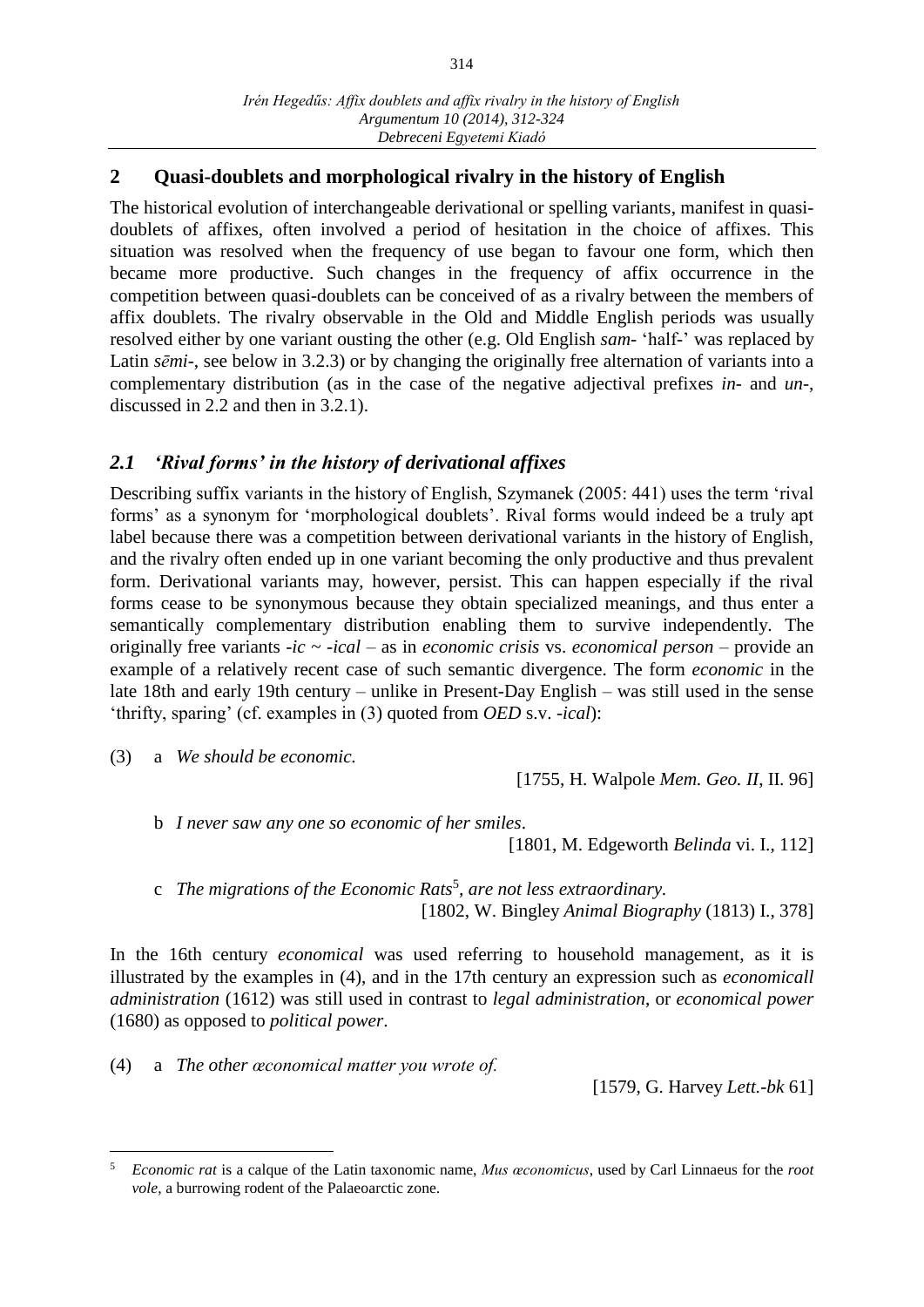## 2 Quasi-doublets and morphological rivalry in the history of English

The historical evolution of interchangeable derivational or spelling variants, manifest in quasi-doublets of affixes, often involved a period of hesitation in the choice of affixes. This situation was resolved when the frequency of use began to favour one form, which then became more productive. Such changes in the frequency of affix occurrence in the competition between quasi-doublets can be conceived of as a rivalry between the members of affix doublets. The rivalry observable in the Old and Middle English periods was usually resolved either by one variant ousting the other (e.g. Old English *sam-* 'half-' was replaced by Latin *sēmi-*, see below in 3.2.3) or by changing the originally free alternation of variants into a complementary distribution (as in the case of the negative adjectival prefixes *in-* and *un-*, discussed in 2.2 and then in 3.2.1).

### *2.1 'Rival forms' in the history of derivational affixes*

Describing suffix variants in the history of English, Szymanek (2005: 441) uses the term 'rival forms' as a synonym for 'morphological doublets'. Rival forms would indeed be a truly apt label because there was a competition between derivational variants in the history of English, and the rivalry often ended up in one variant becoming the only productive and thus prevalent form. Derivational variants may, however, persist. This can happen especially if the rival forms cease to be synonymous because they obtain specialized meanings, and thus enter a semantically complementary distribution enabling them to survive independently. The originally free variants *-ic* ~ *-ical* – as in *economic crisis* vs. *economical person* – provide an example of a relatively recent case of such semantic divergence. The form *economic* in the late 18th and early 19th century – unlike in Present-Day English – was still used in the sense 'thrifty, sparing' (cf. examples in (3) quoted from *OED* s.v. *-ical*):

(3) a *We should be economic.*

[1755, H. Walpole *Mem. Geo. II*, II. 96]

b *I never saw any one so economic of her smiles*.

[1801, M. Edgeworth *Belinda* vi. I., 112]

c *The migrations of the Economic Rats*[5]*, are not less extraordinary.*

[1802, W. Bingley *Animal Biography* (1813) I., 378]

In the 16th century *economical* was used referring to household management, as it is illustrated by the examples in (4), and in the 17th century an expression such as *economicall administration* (1612) was still used in contrast to *legal administration*, or *economical power* (1680) as opposed to *political power*.

(4) a *The other œconomical matter you wrote of.*

[1579, G. Harvey *Lett.-bk* 61]

---

[5] *Economic rat* is a calque of the Latin taxonomic name, *Mus œconomicus*, used by Carl Linnaeus for the *root vole*, a burrowing rodent of the Palaeoarctic zone.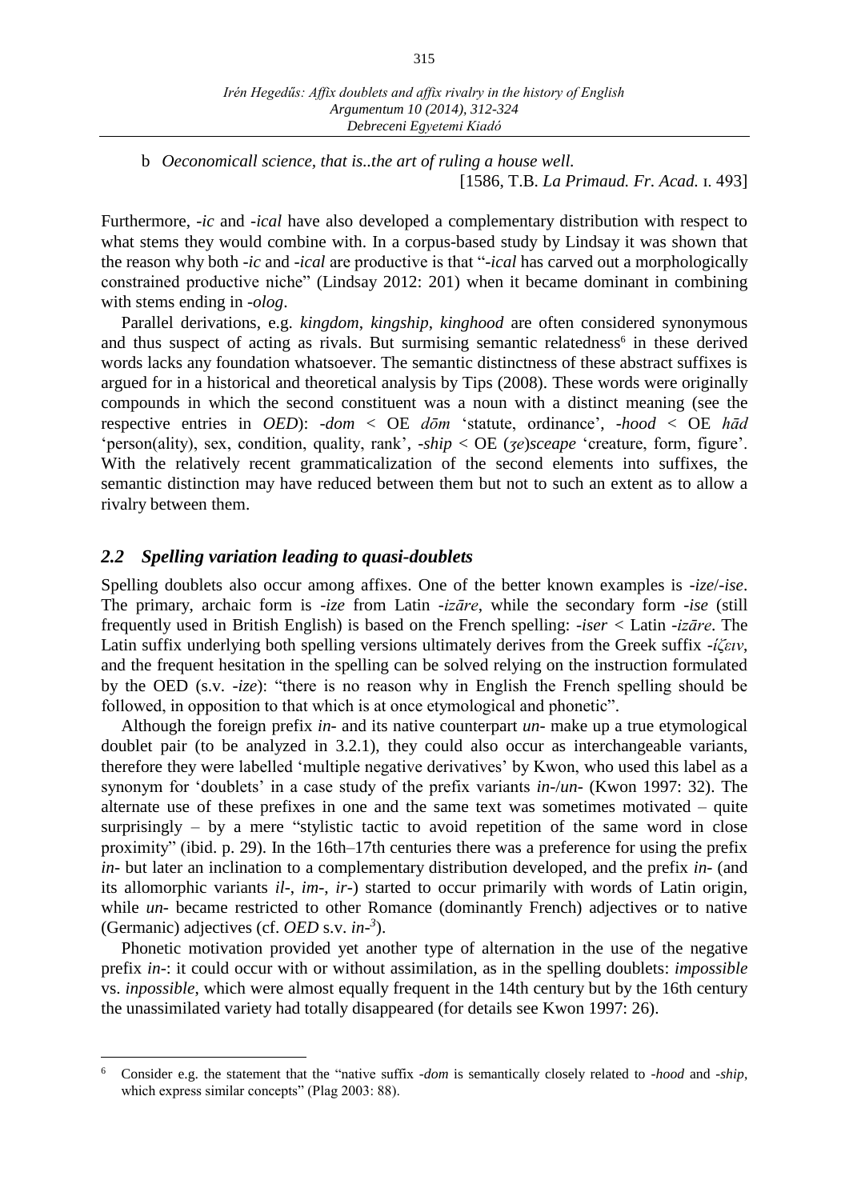b *Oeconomicall science, that is..the art of ruling a house well.*
[1586, T.B. *La Primaud. Fr. Acad.* I. 493]

Furthermore, *-ic* and *-ical* have also developed a complementary distribution with respect to what stems they would combine with. In a corpus-based study by Lindsay it was shown that the reason why both *-ic* and *-ical* are productive is that "*-ical* has carved out a morphologically constrained productive niche" (Lindsay 2012: 201) when it became dominant in combining with stems ending in *-olog*.

Parallel derivations, e.g. *kingdom*, *kingship*, *kinghood* are often considered synonymous and thus suspect of acting as rivals. But surmising semantic relatedness[6] in these derived words lacks any foundation whatsoever. The semantic distinctness of these abstract suffixes is argued for in a historical and theoretical analysis by Tips (2008). These words were originally compounds in which the second constituent was a noun with a distinct meaning (see the respective entries in *OED*): *-dom* < OE *dōm* 'statute, ordinance', *-hood* < OE *hād* 'person(ality), sex, condition, quality, rank', *-ship* < OE (*ȝe*)*sceape* 'creature, form, figure'. With the relatively recent grammaticalization of the second elements into suffixes, the semantic distinction may have reduced between them but not to such an extent as to allow a rivalry between them.

## *2.2 Spelling variation leading to quasi-doublets*

Spelling doublets also occur among affixes. One of the better known examples is *-ize*/*-ise*. The primary, archaic form is *-ize* from Latin *-izāre*, while the secondary form *-ise* (still frequently used in British English) is based on the French spelling: *-iser* < Latin *-izāre*. The Latin suffix underlying both spelling versions ultimately derives from the Greek suffix *-ίζειν*, and the frequent hesitation in the spelling can be solved relying on the instruction formulated by the OED (s.v. *-ize*): "there is no reason why in English the French spelling should be followed, in opposition to that which is at once etymological and phonetic".

Although the foreign prefix *in-* and its native counterpart *un-* make up a true etymological doublet pair (to be analyzed in 3.2.1), they could also occur as interchangeable variants, therefore they were labelled 'multiple negative derivatives' by Kwon, who used this label as a synonym for 'doublets' in a case study of the prefix variants *in-*/*un-* (Kwon 1997: 32). The alternate use of these prefixes in one and the same text was sometimes motivated – quite surprisingly – by a mere "stylistic tactic to avoid repetition of the same word in close proximity" (ibid. p. 29). In the 16th–17th centuries there was a preference for using the prefix *in-* but later an inclination to a complementary distribution developed, and the prefix *in-* (and its allomorphic variants *il-*, *im-*, *ir-*) started to occur primarily with words of Latin origin, while *un-* became restricted to other Romance (dominantly French) adjectives or to native (Germanic) adjectives (cf. *OED* s.v. *in-³*).

Phonetic motivation provided yet another type of alternation in the use of the negative prefix *in-*: it could occur with or without assimilation, as in the spelling doublets: *impossible* vs. *inpossible*, which were almost equally frequent in the 14th century but by the 16th century the unassimilated variety had totally disappeared (for details see Kwon 1997: 26).

---

6 Consider e.g. the statement that the "native suffix *-dom* is semantically closely related to *-hood* and *-ship*, which express similar concepts" (Plag 2003: 88).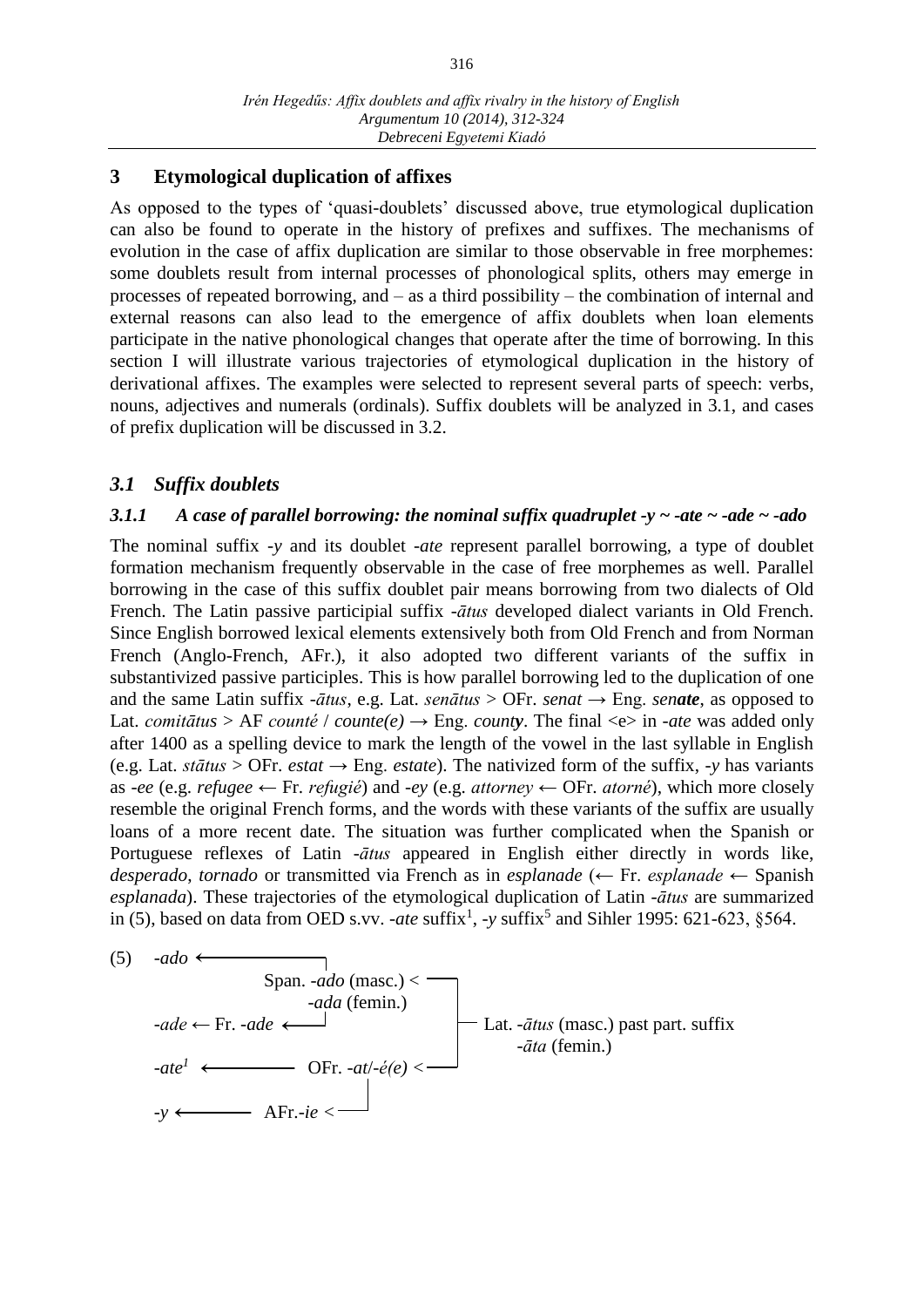## 3 Etymological duplication of affixes

As opposed to the types of 'quasi-doublets' discussed above, true etymological duplication can also be found to operate in the history of prefixes and suffixes. The mechanisms of evolution in the case of affix duplication are similar to those observable in free morphemes: some doublets result from internal processes of phonological splits, others may emerge in processes of repeated borrowing, and – as a third possibility – the combination of internal and external reasons can also lead to the emergence of affix doublets when loan elements participate in the native phonological changes that operate after the time of borrowing. In this section I will illustrate various trajectories of etymological duplication in the history of derivational affixes. The examples were selected to represent several parts of speech: verbs, nouns, adjectives and numerals (ordinals). Suffix doublets will be analyzed in 3.1, and cases of prefix duplication will be discussed in 3.2.

### *3.1 Suffix doublets*

#### *3.1.1 A case of parallel borrowing: the nominal suffix quadruplet -y ~ -ate ~ -ade ~ -ado*

The nominal suffix *-y* and its doublet *-ate* represent parallel borrowing, a type of doublet formation mechanism frequently observable in the case of free morphemes as well. Parallel borrowing in the case of this suffix doublet pair means borrowing from two dialects of Old French. The Latin passive participial suffix *-ātus* developed dialect variants in Old French. Since English borrowed lexical elements extensively both from Old French and from Norman French (Anglo-French, AFr.), it also adopted two different variants of the suffix in substantivized passive participles. This is how parallel borrowing led to the duplication of one and the same Latin suffix *-ātus*, e.g. Lat. *senātus* > OFr. *senat* → Eng. *sen**ate***, as opposed to Lat. *comitātus* > AF *counté* / *counte(e)* → Eng. *count**y***. The final <e> in *-ate* was added only after 1400 as a spelling device to mark the length of the vowel in the last syllable in English (e.g. Lat. *stātus* > OFr. *estat* → Eng. *estate*). The nativized form of the suffix, *-y* has variants as *-ee* (e.g. *refugee* ← Fr. *refugié*) and *-ey* (e.g. *attorney* ← OFr. *atorné*), which more closely resemble the original French forms, and the words with these variants of the suffix are usually loans of a more recent date. The situation was further complicated when the Spanish or Portuguese reflexes of Latin *-ātus* appeared in English either directly in words like, *desperado*, *tornado* or transmitted via French as in *esplanade* (← Fr. *esplanade* ← Spanish *esplanada*). These trajectories of the etymological duplication of Latin *-ātus* are summarized in (5), based on data from OED s.vv. *-ate* suffix[1], *-y* suffix[5] and Sihler 1995: 621-623, §564.

(5)
*-ado* ← Span. *-ado* (masc.) < / *-ada* (femin.)
*-ade* ← Fr. *-ade* ← Span. *-ada*
*-ate*[1] ← OFr. *-at*/*-é(e)* <
*-y* ← AFr.*-ie* < OFr. *-é(e)*
Span. *-ado*/*-ada* and OFr. *-at*/*-é(e)* < Lat. *-ātus* (masc.) past part. suffix / *-āta* (femin.)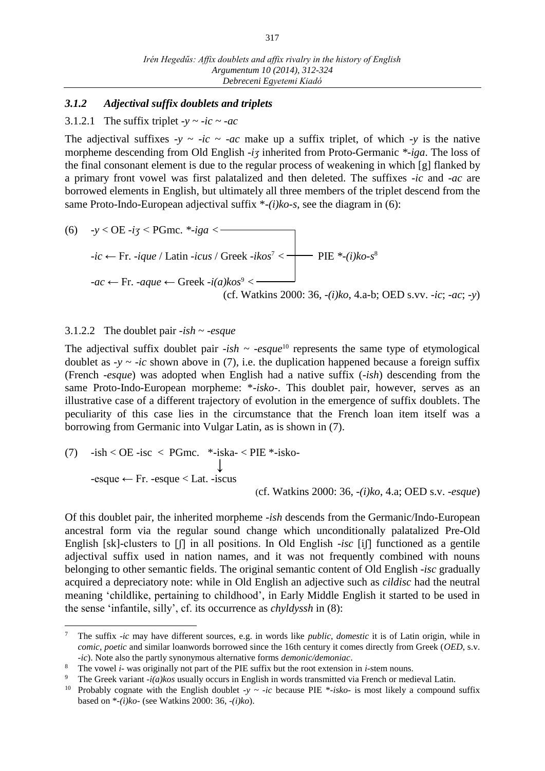### *3.1.2 Adjectival suffix doublets and triplets*

3.1.2.1 The suffix triplet *-y* ~ *-ic* ~ *-ac*

The adjectival suffixes *-y* ~ *-ic* ~ *-ac* make up a suffix triplet, of which *-y* is the native morpheme descending from Old English *-iȝ* inherited from Proto-Germanic *\*-iga*. The loss of the final consonant element is due to the regular process of weakening in which [g] flanked by a primary front vowel was first palatalized and then deleted. The suffixes *-ic* and *-ac* are borrowed elements in English, but ultimately all three members of the triplet descend from the same Proto-Indo-European adjectival suffix *\*-(i)ko-s*, see the diagram in (6):

(6) *-y* < OE *-iȝ* < PGmc. *\*-iga* <

*-ic* ← Fr. *-ique* / Latin *-icus* / Greek *-ikos*[7] < — PIE *\*-(i)ko-s*[8]

*-ac* ← Fr. *-aque* ← Greek *-i(a)kos*[9] <

(cf. Watkins 2000: 36, *-(i)ko*, 4.a-b; OED s.vv. *-ic*; *-ac*; *-y*)

3.1.2.2 The doublet pair *-ish* ~ *-esque*

The adjectival suffix doublet pair *-ish* ~ *-esque*[10] represents the same type of etymological doublet as *-y* ~ *-ic* shown above in (7), i.e. the duplication happened because a foreign suffix (French *-esque*) was adopted when English had a native suffix (*-ish*) descending from the same Proto-Indo-European morpheme: *\*-isko-*. This doublet pair, however, serves as an illustrative case of a different trajectory of evolution in the emergence of suffix doublets. The peculiarity of this case lies in the circumstance that the French loan item itself was a borrowing from Germanic into Vulgar Latin, as is shown in (7).

(7) -ish < OE -isc < PGmc. \*-iska- < PIE \*-isko-

↓

-esque ← Fr. -esque < Lat. -iscus

(cf. Watkins 2000: 36, *-(i)ko*, 4.a; OED s.v. *-esque*)

Of this doublet pair, the inherited morpheme *-ish* descends from the Germanic/Indo-European ancestral form via the regular sound change which unconditionally palatalized Pre-Old English [sk]-clusters to [ʃ] in all positions. In Old English *-isc* [iʃ] functioned as a gentile adjectival suffix used in nation names, and it was not frequently combined with nouns belonging to other semantic fields. The original semantic content of Old English *-isc* gradually acquired a depreciatory note: while in Old English an adjective such as *cildisc* had the neutral meaning 'childlike, pertaining to childhood', in Early Middle English it started to be used in the sense 'infantile, silly', cf. its occurrence as *chyldyssh* in (8):

---

7 The suffix *-ic* may have different sources, e.g. in words like *public*, *domestic* it is of Latin origin, while in *comic*, *poetic* and similar loanwords borrowed since the 16th century it comes directly from Greek (*OED*, s.v. *-ic*). Note also the partly synonymous alternative forms *demonic/demoniac*.

8 The vowel *i-* was originally not part of the PIE suffix but the root extension in *i*-stem nouns.

9 The Greek variant *-i(a)kos* usually occurs in English in words transmitted via French or medieval Latin.

10 Probably cognate with the English doublet *-y* ~ *-ic* because PIE *\*-isko-* is most likely a compound suffix based on *\*-(i)ko-* (see Watkins 2000: 36, *-(i)ko*).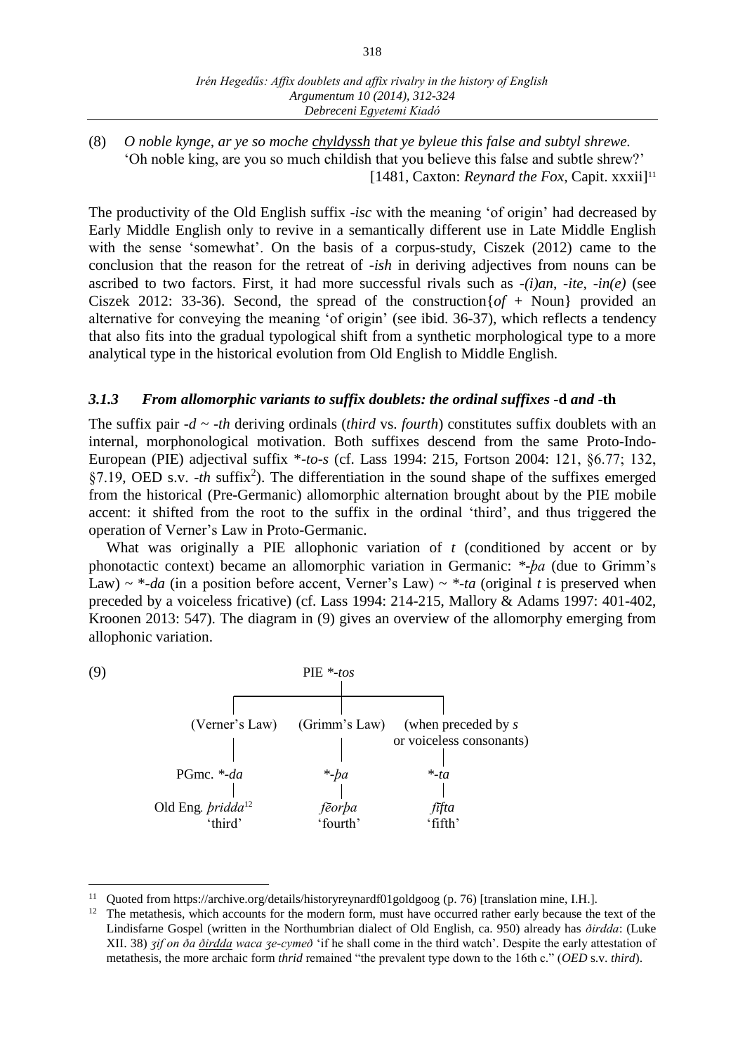(8) *O noble kynge, ar ye so moche* <u>*chyldyssh*</u> *that ye byleue this false and subtyl shrewe.*
'Oh noble king, are you so much childish that you believe this false and subtle shrew?'
[1481, Caxton: *Reynard the Fox*, Capit. xxxii][11]

The productivity of the Old English suffix *-isc* with the meaning 'of origin' had decreased by Early Middle English only to revive in a semantically different use in Late Middle English with the sense 'somewhat'. On the basis of a corpus-study, Ciszek (2012) came to the conclusion that the reason for the retreat of *-ish* in deriving adjectives from nouns can be ascribed to two factors. First, it had more successful rivals such as *-(i)an*, *-ite*, *-in(e)* (see Ciszek 2012: 33-36). Second, the spread of the construction{*of* + Noun} provided an alternative for conveying the meaning 'of origin' (see ibid. 36-37), which reflects a tendency that also fits into the gradual typological shift from a synthetic morphological type to a more analytical type in the historical evolution from Old English to Middle English.

### *3.1.3 From allomorphic variants to suffix doublets: the ordinal suffixes* -d *and* -th

The suffix pair *-d* ~ *-th* deriving ordinals (*third* vs. *fourth*) constitutes suffix doublets with an internal, morphonological motivation. Both suffixes descend from the same Proto-Indo-European (PIE) adjectival suffix *\*-to-s* (cf. Lass 1994: 215, Fortson 2004: 121, §6.77; 132, §7.19, OED s.v. *-th* suffix[2]). The differentiation in the sound shape of the suffixes emerged from the historical (Pre-Germanic) allomorphic alternation brought about by the PIE mobile accent: it shifted from the root to the suffix in the ordinal 'third', and thus triggered the operation of Verner's Law in Proto-Germanic.

What was originally a PIE allophonic variation of *t* (conditioned by accent or by phonotactic context) became an allomorphic variation in Germanic: *\*-þa* (due to Grimm's Law) ~ *\*-da* (in a position before accent, Verner's Law) ~ *\*-ta* (original *t* is preserved when preceded by a voiceless fricative) (cf. Lass 1994: 214-215, Mallory & Adams 1997: 401-402, Kroonen 2013: 547). The diagram in (9) gives an overview of the allomorphy emerging from allophonic variation.

(9)

PIE *\*-tos*

(Verner's Law) | (Grimm's Law) | (when preceded by *s* or voiceless consonants)

PGmc. *\*-da* | *\*-þa* | *\*-ta*

Old Eng. *þridda*[12] 'third' | *fēorþa* 'fourth' | *fīfta* 'fifth'

---

[11] Quoted from https://archive.org/details/historyreynardf01goldgoog (p. 76) [translation mine, I.H.].

[12] The metathesis, which accounts for the modern form, must have occurred rather early because the text of the Lindisfarne Gospel (written in the Northumbrian dialect of Old English, ca. 950) already has *ðirdda*: (Luke XII. 38) *ȝif on ða* <u>*ðirdda*</u> *waca ȝe-cymeð* 'if he shall come in the third watch'. Despite the early attestation of metathesis, the more archaic form *thrid* remained "the prevalent type down to the 16th c." (*OED* s.v. *third*).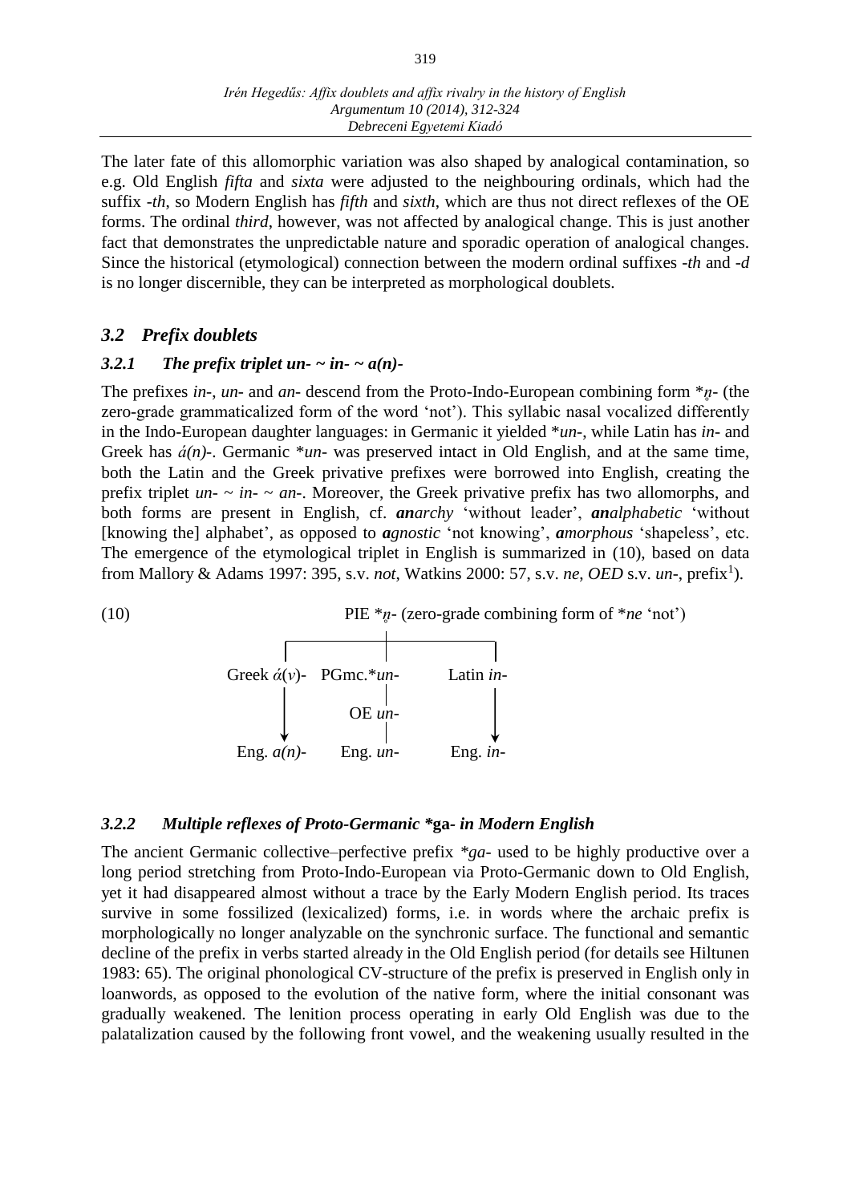The later fate of this allomorphic variation was also shaped by analogical contamination, so e.g. Old English *fifta* and *sixta* were adjusted to the neighbouring ordinals, which had the suffix *-th*, so Modern English has *fifth* and *sixth*, which are thus not direct reflexes of the OE forms. The ordinal *third*, however, was not affected by analogical change. This is just another fact that demonstrates the unpredictable nature and sporadic operation of analogical changes. Since the historical (etymological) connection between the modern ordinal suffixes *-th* and *-d* is no longer discernible, they can be interpreted as morphological doublets.

### *3.2 Prefix doublets*

#### *3.2.1 The prefix triplet un- ~ in- ~ a(n)-*

The prefixes *in-*, *un-* and *an-* descend from the Proto-Indo-European combining form \**n̥-* (the zero-grade grammaticalized form of the word 'not'). This syllabic nasal vocalized differently in the Indo-European daughter languages: in Germanic it yielded \**un-*, while Latin has *in-* and Greek has *ά(n)-*. Germanic \**un-* was preserved intact in Old English, and at the same time, both the Latin and the Greek privative prefixes were borrowed into English, creating the prefix triplet *un-* ~ *in-* ~ *an-*. Moreover, the Greek privative prefix has two allomorphs, and both forms are present in English, cf. ***an**archy* 'without leader', ***an**alphabetic* 'without [knowing the] alphabet', as opposed to ***a**gnostic* 'not knowing', ***a**morphous* 'shapeless', etc. The emergence of the etymological triplet in English is summarized in (10), based on data from Mallory & Adams 1997: 395, s.v. *not*, Watkins 2000: 57, s.v. *ne*, *OED* s.v. *un-*, prefix[1]).

(10)

PIE \**n̥-* (zero-grade combining form of \**ne* 'not')

Greek *ά(ν)-* → Eng. *a(n)-*

PGmc.\**un-* → OE *un-* → Eng. *un-*

Latin *in-* → Eng. *in-*

#### *3.2.2 Multiple reflexes of Proto-Germanic \*ga- in Modern English*

The ancient Germanic collective–perfective prefix *\*ga-* used to be highly productive over a long period stretching from Proto-Indo-European via Proto-Germanic down to Old English, yet it had disappeared almost without a trace by the Early Modern English period. Its traces survive in some fossilized (lexicalized) forms, i.e. in words where the archaic prefix is morphologically no longer analyzable on the synchronic surface. The functional and semantic decline of the prefix in verbs started already in the Old English period (for details see Hiltunen 1983: 65). The original phonological CV-structure of the prefix is preserved in English only in loanwords, as opposed to the evolution of the native form, where the initial consonant was gradually weakened. The lenition process operating in early Old English was due to the palatalization caused by the following front vowel, and the weakening usually resulted in the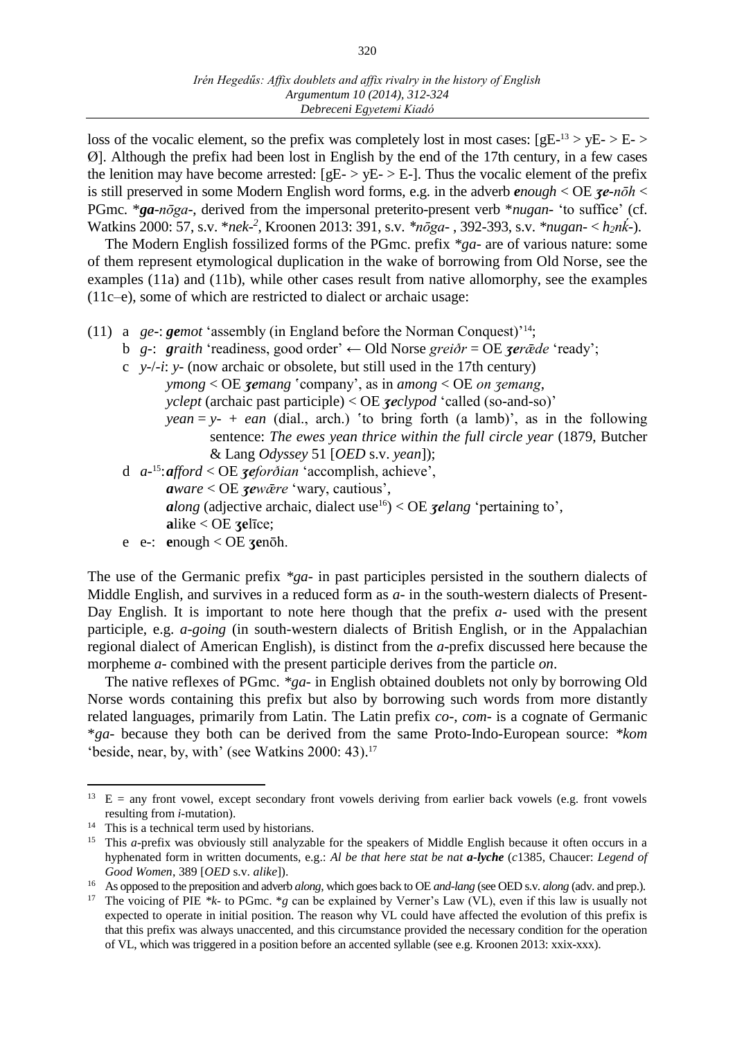loss of the vocalic element, so the prefix was completely lost in most cases: [gE-[13] > yE- > E- > Ø]. Although the prefix had been lost in English by the end of the 17th century, in a few cases the lenition may have become arrested: [gE- > yE- > E-]. Thus the vocalic element of the prefix is still preserved in some Modern English word forms, e.g. in the adverb ***e**nough* < OE ***ȝe**-nōh* < PGmc. ****ga**-nōga-*, derived from the impersonal preterito-present verb **nugan-* 'to suffice' (cf. Watkins 2000: 57, s.v. **nek-²*, Kroonen 2013: 391, s.v. **nōga-* , 392-393, s.v. **nugan-* < *h₂nḱ-*).

The Modern English fossilized forms of the PGmc. prefix **ga-* are of various nature: some of them represent etymological duplication in the wake of borrowing from Old Norse, see the examples (11a) and (11b), while other cases result from native allomorphy, see the examples (11c–e), some of which are restricted to dialect or archaic usage:

(11) a *ge-*: ***ge**mot* 'assembly (in England before the Norman Conquest)'[14];

b *g-*: ***g**raith* 'readiness, good order' ← Old Norse *greiðr* = OE ***ȝe**rǣde* 'ready';

c *y-/-i*: *y-* (now archaic or obsolete, but still used in the 17th century)
*ymong* < OE ***ȝe**mang* 'company', as in *among* < OE *on ȝemang*,
*yclept* (archaic past participle) < OE ***ȝe**clypod* 'called (so-and-so)'
*yean* = *y-* + *ean* (dial., arch.) 'to bring forth (a lamb)', as in the following sentence: *The ewes yean thrice within the full circle year* (1879, Butcher & Lang *Odyssey* 51 [*OED* s.v. *yean*]);

d *a-*[15]: ***a**fford* < OE ***ȝe**forðian* 'accomplish, achieve',
***a**ware* < OE ***ȝe**wǣre* 'wary, cautious',
***a**long* (adjective archaic, dialect use[16]) < OE ***ȝe**lang* 'pertaining to',
**a**like < OE **ȝe**līce;

e e-: **e**nough < OE **ȝe**nōh.

The use of the Germanic prefix **ga-* in past participles persisted in the southern dialects of Middle English, and survives in a reduced form as *a-* in the south-western dialects of Present-Day English. It is important to note here though that the prefix *a-* used with the present participle, e.g. *a-going* (in south-western dialects of British English, or in the Appalachian regional dialect of American English), is distinct from the *a*-prefix discussed here because the morpheme *a-* combined with the present participle derives from the particle *on*.

The native reflexes of PGmc. **ga-* in English obtained doublets not only by borrowing Old Norse words containing this prefix but also by borrowing such words from more distantly related languages, primarily from Latin. The Latin prefix *co-*, *com-* is a cognate of Germanic **ga-* because they both can be derived from the same Proto-Indo-European source: **kom* 'beside, near, by, with' (see Watkins 2000: 43).[17]

---

[13] E = any front vowel, except secondary front vowels deriving from earlier back vowels (e.g. front vowels resulting from *i*-mutation).

[14] This is a technical term used by historians.

[15] This *a*-prefix was obviously still analyzable for the speakers of Middle English because it often occurs in a hyphenated form in written documents, e.g.: *Al be that here stat be nat **a-lyche*** (*c*1385, Chaucer: *Legend of Good Women*, 389 [*OED* s.v. *alike*]).

[16] As opposed to the preposition and adverb *along*, which goes back to OE *and-lang* (see OED s.v. *along* (adv. and prep.).

[17] The voicing of PIE **k-* to PGmc. **g* can be explained by Verner's Law (VL), even if this law is usually not expected to operate in initial position. The reason why VL could have affected the evolution of this prefix is that this prefix was always unaccented, and this circumstance provided the necessary condition for the operation of VL, which was triggered in a position before an accented syllable (see e.g. Kroonen 2013: xxix-xxx).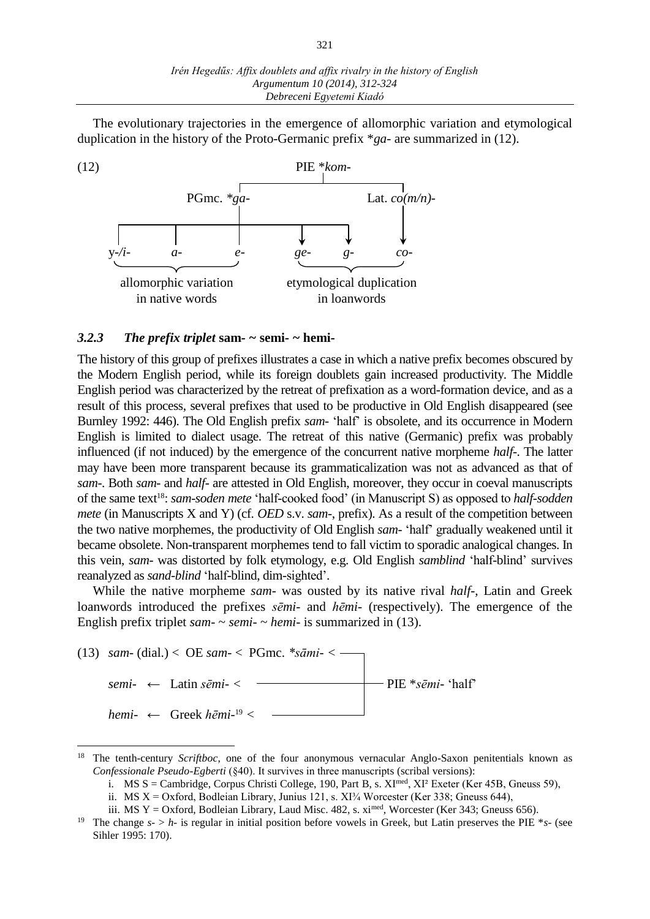The evolutionary trajectories in the emergence of allomorphic variation and etymological duplication in the history of the Proto-Germanic prefix *\*ga-* are summarized in (12).

(12)

PIE *\*kom-*

PGmc. *\*ga-*　　　　Lat. *co(m/n)-*

y-/i-　*a-*　*e-*　*ge-*　*g-*　*co-*

allomorphic variation in native words　　etymological duplication in loanwords

### *3.2.3 The prefix triplet* sam- ~ semi- ~ hemi-

The history of this group of prefixes illustrates a case in which a native prefix becomes obscured by the Modern English period, while its foreign doublets gain increased productivity. The Middle English period was characterized by the retreat of prefixation as a word-formation device, and as a result of this process, several prefixes that used to be productive in Old English disappeared (see Burnley 1992: 446). The Old English prefix *sam-* 'half' is obsolete, and its occurrence in Modern English is limited to dialect usage. The retreat of this native (Germanic) prefix was probably influenced (if not induced) by the emergence of the concurrent native morpheme *half-*. The latter may have been more transparent because its grammaticalization was not as advanced as that of *sam-*. Both *sam-* and *half-* are attested in Old English, moreover, they occur in coeval manuscripts of the same text[18]: *sam-soden mete* 'half-cooked food' (in Manuscript S) as opposed to *half-sodden mete* (in Manuscripts X and Y) (cf. *OED* s.v. *sam-*, prefix). As a result of the competition between the two native morphemes, the productivity of Old English *sam-* 'half' gradually weakened until it became obsolete. Non-transparent morphemes tend to fall victim to sporadic analogical changes. In this vein, *sam-* was distorted by folk etymology, e.g. Old English *samblind* 'half-blind' survives reanalyzed as *sand-blind* 'half-blind, dim-sighted'.

While the native morpheme *sam-* was ousted by its native rival *half-*, Latin and Greek loanwords introduced the prefixes *sēmi-* and *hēmi-* (respectively). The emergence of the English prefix triplet *sam-* ~ *semi-* ~ *hemi-* is summarized in (13).

(13) *sam-* (dial.) < OE *sam-* < PGmc. *\*sāmi-* <

*semi-* ← Latin *sēmi-* <　　　　PIE *\*sēmi-* 'half'

*hemi-* ← Greek *hēmi-*[19] <

---

[18] The tenth-century *Scriftboc*, one of the four anonymous vernacular Anglo-Saxon penitentials known as *Confessionale Pseudo-Egberti* (§40). It survives in three manuscripts (scribal versions):

i. MS S = Cambridge, Corpus Christi College, 190, Part B, s. XI$^{med}$, XI² Exeter (Ker 45B, Gneuss 59),
ii. MS X = Oxford, Bodleian Library, Junius 121, s. XI¾ Worcester (Ker 338; Gneuss 644),
iii. MS Y = Oxford, Bodleian Library, Laud Misc. 482, s. xi$^{med}$, Worcester (Ker 343; Gneuss 656).

[19] The change *s-* > *h-* is regular in initial position before vowels in Greek, but Latin preserves the PIE *\*s-* (see Sihler 1995: 170).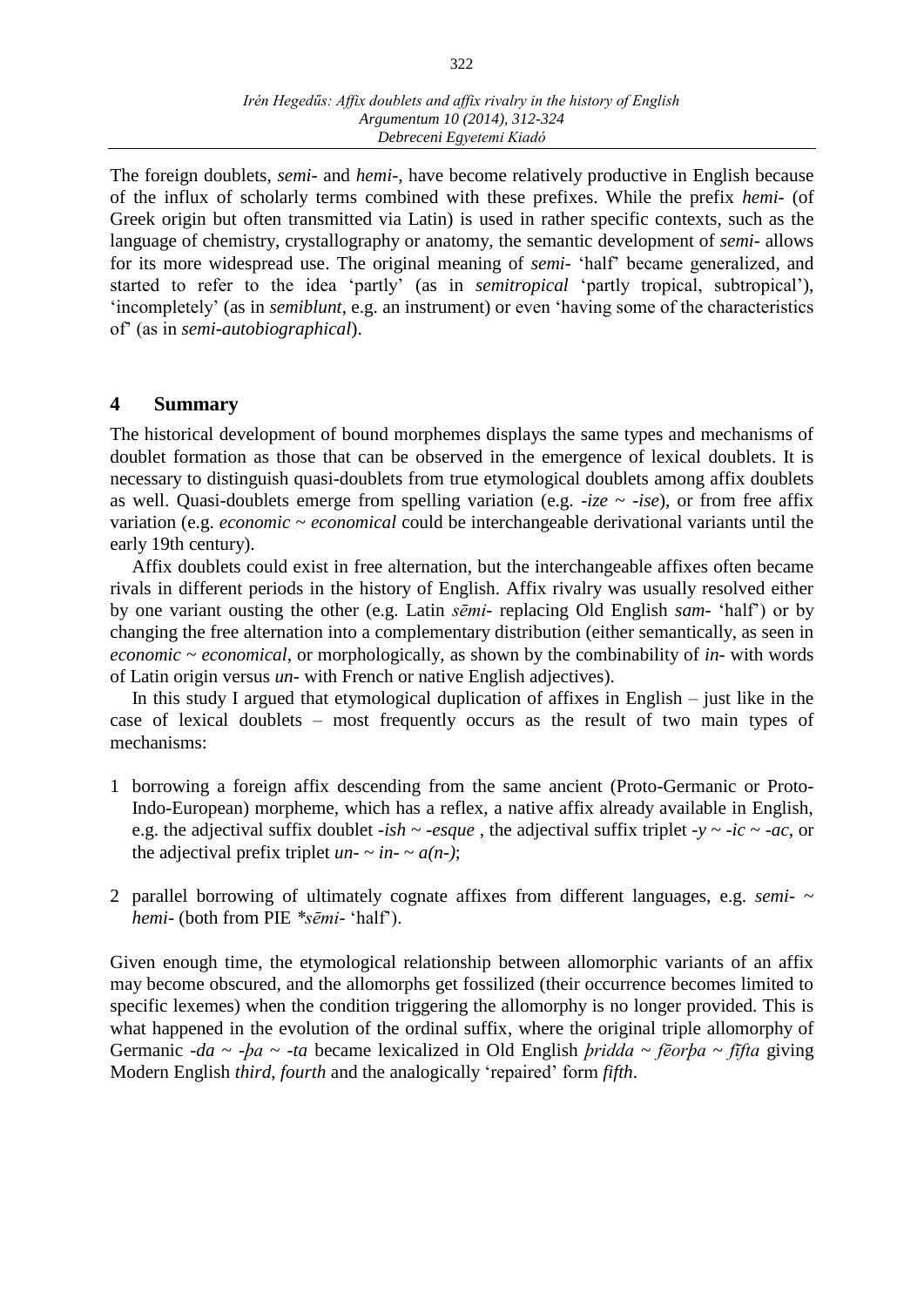The foreign doublets, *semi-* and *hemi-*, have become relatively productive in English because of the influx of scholarly terms combined with these prefixes. While the prefix *hemi-* (of Greek origin but often transmitted via Latin) is used in rather specific contexts, such as the language of chemistry, crystallography or anatomy, the semantic development of *semi-* allows for its more widespread use. The original meaning of *semi-* 'half' became generalized, and started to refer to the idea 'partly' (as in *semitropical* 'partly tropical, subtropical'), 'incompletely' (as in *semiblunt*, e.g. an instrument) or even 'having some of the characteristics of' (as in *semi-autobiographical*).

## 4 Summary

The historical development of bound morphemes displays the same types and mechanisms of doublet formation as those that can be observed in the emergence of lexical doublets. It is necessary to distinguish quasi-doublets from true etymological doublets among affix doublets as well. Quasi-doublets emerge from spelling variation (e.g. *-ize* ~ *-ise*), or from free affix variation (e.g. *economic* ~ *economical* could be interchangeable derivational variants until the early 19th century).

Affix doublets could exist in free alternation, but the interchangeable affixes often became rivals in different periods in the history of English. Affix rivalry was usually resolved either by one variant ousting the other (e.g. Latin *sēmi-* replacing Old English *sam-* 'half') or by changing the free alternation into a complementary distribution (either semantically, as seen in *economic* ~ *economical*, or morphologically, as shown by the combinability of *in-* with words of Latin origin versus *un-* with French or native English adjectives).

In this study I argued that etymological duplication of affixes in English – just like in the case of lexical doublets – most frequently occurs as the result of two main types of mechanisms:

1. borrowing a foreign affix descending from the same ancient (Proto-Germanic or Proto-Indo-European) morpheme, which has a reflex, a native affix already available in English, e.g. the adjectival suffix doublet *-ish* ~ *-esque* , the adjectival suffix triplet *-y* ~ *-ic* ~ *-ac*, or the adjectival prefix triplet *un-* ~ *in-* ~ *a(n-)*;

2. parallel borrowing of ultimately cognate affixes from different languages, e.g. *semi-* ~ *hemi-* (both from PIE *\*sēmi-* 'half').

Given enough time, the etymological relationship between allomorphic variants of an affix may become obscured, and the allomorphs get fossilized (their occurrence becomes limited to specific lexemes) when the condition triggering the allomorphy is no longer provided. This is what happened in the evolution of the ordinal suffix, where the original triple allomorphy of Germanic *-da* ~ *-þa* ~ *-ta* became lexicalized in Old English *þridda* ~ *fēorþa* ~ *fīfta* giving Modern English *third*, *fourth* and the analogically 'repaired' form *fifth*.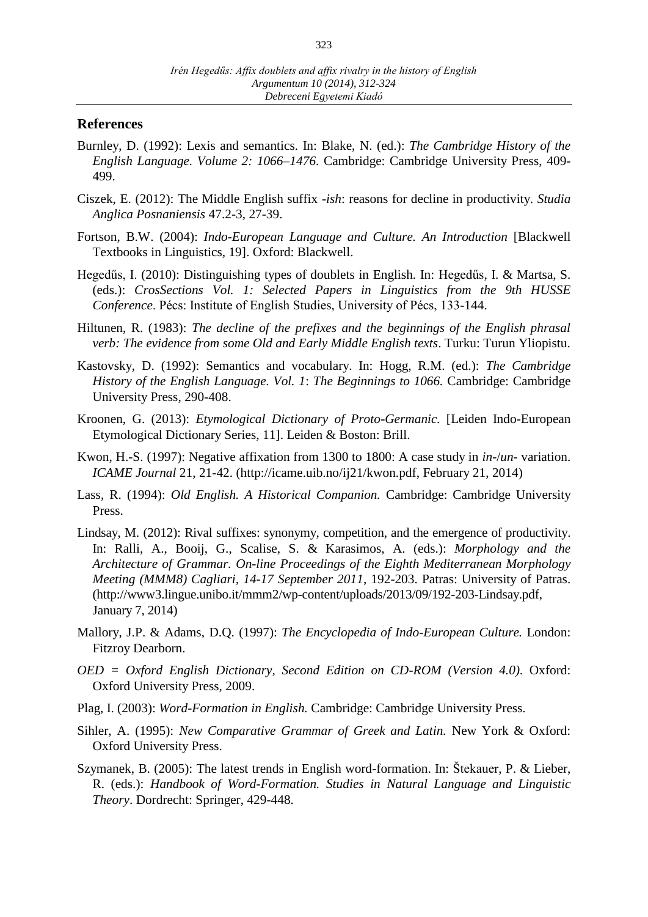## References

Burnley, D. (1992): Lexis and semantics. In: Blake, N. (ed.): *The Cambridge History of the English Language. Volume 2: 1066–1476*. Cambridge: Cambridge University Press, 409-499.

Ciszek, E. (2012): The Middle English suffix *-ish*: reasons for decline in productivity. *Studia Anglica Posnaniensis* 47.2-3, 27-39.

Fortson, B.W. (2004): *Indo-European Language and Culture. An Introduction* [Blackwell Textbooks in Linguistics, 19]. Oxford: Blackwell.

Hegedűs, I. (2010): Distinguishing types of doublets in English. In: Hegedűs, I. & Martsa, S. (eds.): *CrosSections Vol. 1: Selected Papers in Linguistics from the 9th HUSSE Conference*. Pécs: Institute of English Studies, University of Pécs, 133-144.

Hiltunen, R. (1983): *The decline of the prefixes and the beginnings of the English phrasal verb: The evidence from some Old and Early Middle English texts*. Turku: Turun Yliopistu.

Kastovsky, D. (1992): Semantics and vocabulary. In: Hogg, R.M. (ed.): *The Cambridge History of the English Language. Vol. 1*: *The Beginnings to 1066.* Cambridge: Cambridge University Press, 290-408.

Kroonen, G. (2013): *Etymological Dictionary of Proto-Germanic.* [Leiden Indo-European Etymological Dictionary Series, 11]. Leiden & Boston: Brill.

Kwon, H.-S. (1997): Negative affixation from 1300 to 1800: A case study in *in-*/*un-* variation. *ICAME Journal* 21, 21-42. (http://icame.uib.no/ij21/kwon.pdf, February 21, 2014)

Lass, R. (1994): *Old English. A Historical Companion.* Cambridge: Cambridge University Press.

Lindsay, M. (2012): Rival suffixes: synonymy, competition, and the emergence of productivity. In: Ralli, A., Booij, G., Scalise, S. & Karasimos, A. (eds.): *Morphology and the Architecture of Grammar. On-line Proceedings of the Eighth Mediterranean Morphology Meeting (MMM8) Cagliari, 14-17 September 2011*, 192-203. Patras: University of Patras. (http://www3.lingue.unibo.it/mmm2/wp-content/uploads/2013/09/192-203-Lindsay.pdf, January 7, 2014)

Mallory, J.P. & Adams, D.Q. (1997): *The Encyclopedia of Indo-European Culture.* London: Fitzroy Dearborn.

*OED* = *Oxford English Dictionary, Second Edition on CD-ROM (Version 4.0).* Oxford: Oxford University Press, 2009.

Plag, I. (2003): *Word-Formation in English.* Cambridge: Cambridge University Press.

Sihler, A. (1995): *New Comparative Grammar of Greek and Latin.* New York & Oxford: Oxford University Press.

Szymanek, B. (2005): The latest trends in English word-formation. In: Štekauer, P. & Lieber, R. (eds.): *Handbook of Word-Formation. Studies in Natural Language and Linguistic Theory*. Dordrecht: Springer, 429-448.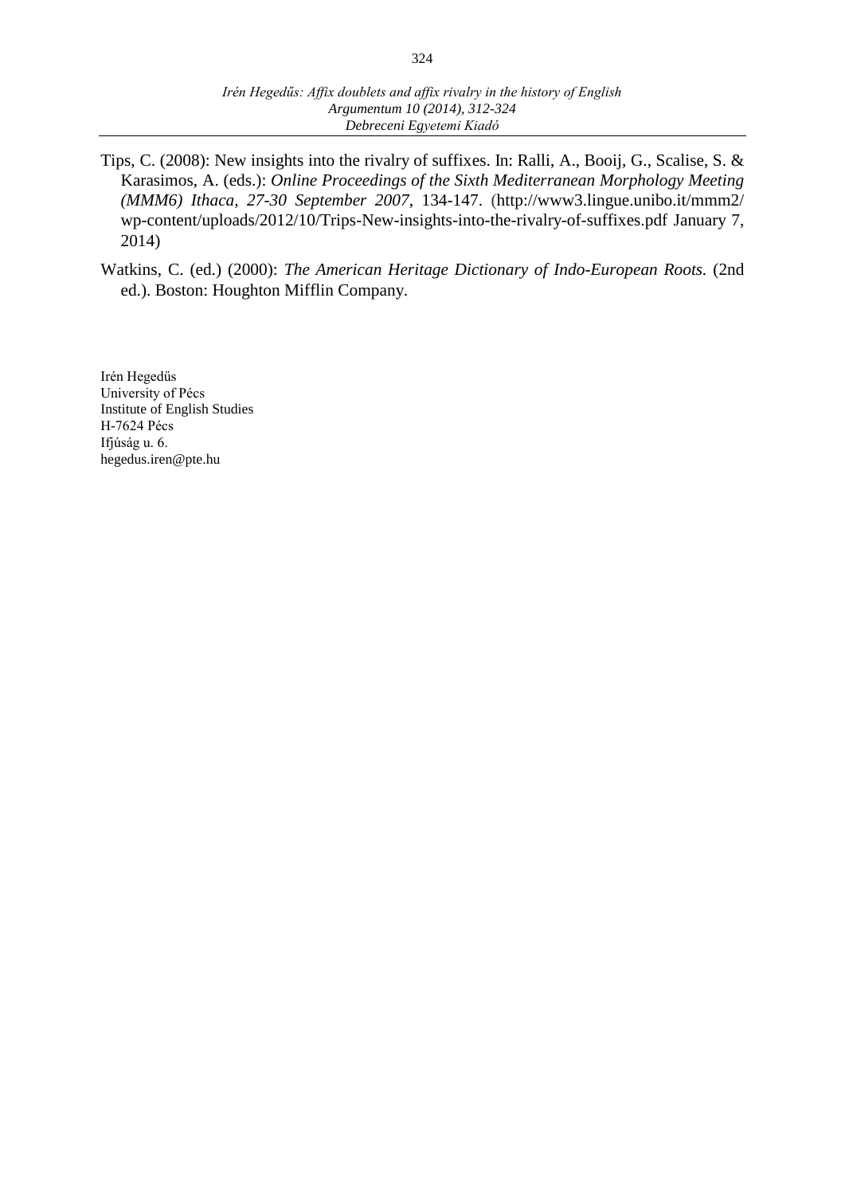Tips, C. (2008): New insights into the rivalry of suffixes. In: Ralli, A., Booij, G., Scalise, S. & Karasimos, A. (eds.): *Online Proceedings of the Sixth Mediterranean Morphology Meeting (MMM6) Ithaca, 27-30 September 2007*, 134-147. (http://www3.lingue.unibo.it/mmm2/wp-content/uploads/2012/10/Trips-New-insights-into-the-rivalry-of-suffixes.pdf January 7, 2014)

Watkins, C. (ed.) (2000): *The American Heritage Dictionary of Indo-European Roots.* (2nd ed.). Boston: Houghton Mifflin Company.

Irén Hegedűs
University of Pécs
Institute of English Studies
H-7624 Pécs
Ifjúság u. 6.
hegedus.iren@pte.hu